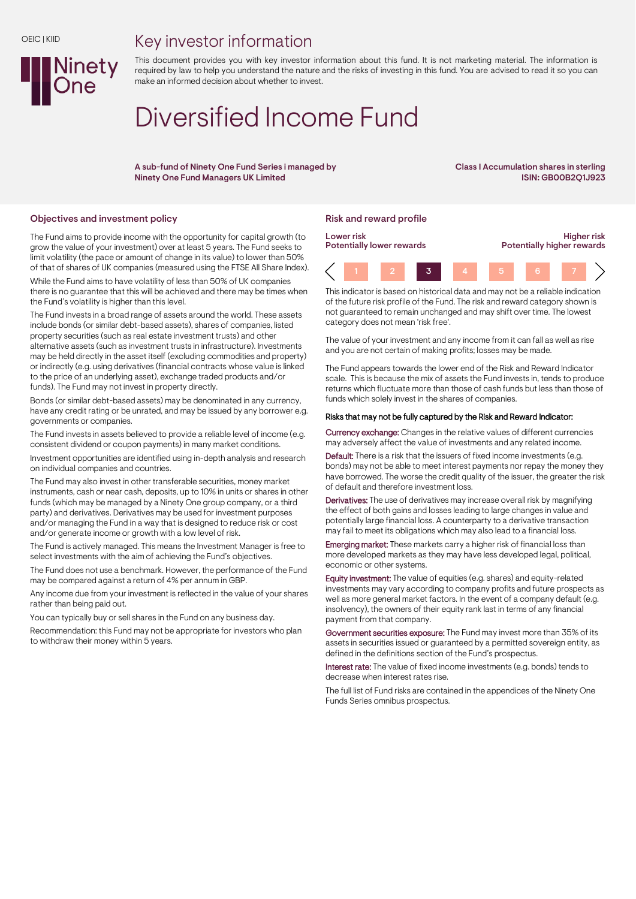OEIC | KIID

Ninety One

# Key investor information

This document provides you with key investor information about this fund. It is not marketing material. The information is required by law to help you understand the nature and the risks of investing in this fund. You are advised to read it so you can make an informed decision about whether to invest.

# Diversified Income Fund

**A sub-fund of Ninety One Fund Series i managed by Ninety One Fund Managers UK Limited**

**Class I Accumulation shares in sterling**
**ISIN: GB00B2Q1J923**

## Objectives and investment policy

The Fund aims to provide income with the opportunity for capital growth (to grow the value of your investment) over at least 5 years. The Fund seeks to limit volatility (the pace or amount of change in its value) to lower than 50% of that of shares of UK companies (measured using the FTSE All Share Index).

While the Fund aims to have volatility of less than 50% of UK companies there is no guarantee that this will be achieved and there may be times when the Fund's volatility is higher than this level.

The Fund invests in a broad range of assets around the world. These assets include bonds (or similar debt-based assets), shares of companies, listed property securities (such as real estate investment trusts) and other alternative assets (such as investment trusts in infrastructure). Investments may be held directly in the asset itself (excluding commodities and property) or indirectly (e.g. using derivatives (financial contracts whose value is linked to the price of an underlying asset), exchange traded products and/or funds). The Fund may not invest in property directly.

Bonds (or similar debt-based assets) may be denominated in any currency, have any credit rating or be unrated, and may be issued by any borrower e.g. governments or companies.

The Fund invests in assets believed to provide a reliable level of income (e.g. consistent dividend or coupon payments) in many market conditions.

Investment opportunities are identified using in-depth analysis and research on individual companies and countries.

The Fund may also invest in other transferable securities, money market instruments, cash or near cash, deposits, up to 10% in units or shares in other funds (which may be managed by a Ninety One group company, or a third party) and derivatives. Derivatives may be used for investment purposes and/or managing the Fund in a way that is designed to reduce risk or cost and/or generate income or growth with a low level of risk.

The Fund is actively managed. This means the Investment Manager is free to select investments with the aim of achieving the Fund's objectives.

The Fund does not use a benchmark. However, the performance of the Fund may be compared against a return of 4% per annum in GBP.

Any income due from your investment is reflected in the value of your shares rather than being paid out.

You can typically buy or sell shares in the Fund on any business day.

Recommendation: this Fund may not be appropriate for investors who plan to withdraw their money within 5 years.

## Risk and reward profile

Lower risk
Potentially lower rewards

Higher risk
Potentially higher rewards

1 2 **3** 4 5 6 7

This indicator is based on historical data and may not be a reliable indication of the future risk profile of the Fund. The risk and reward category shown is not guaranteed to remain unchanged and may shift over time. The lowest category does not mean 'risk free'.

The value of your investment and any income from it can fall as well as rise and you are not certain of making profits; losses may be made.

The Fund appears towards the lower end of the Risk and Reward Indicator scale. This is because the mix of assets the Fund invests in, tends to produce returns which fluctuate more than those of cash funds but less than those of funds which solely invest in the shares of companies.

**Risks that may not be fully captured by the Risk and Reward Indicator:**

Currency exchange: Changes in the relative values of different currencies may adversely affect the value of investments and any related income.

Default: There is a risk that the issuers of fixed income investments (e.g. bonds) may not be able to meet interest payments nor repay the money they have borrowed. The worse the credit quality of the issuer, the greater the risk of default and therefore investment loss.

Derivatives: The use of derivatives may increase overall risk by magnifying the effect of both gains and losses leading to large changes in value and potentially large financial loss. A counterparty to a derivative transaction may fail to meet its obligations which may also lead to a financial loss.

Emerging market: These markets carry a higher risk of financial loss than more developed markets as they may have less developed legal, political, economic or other systems.

Equity investment: The value of equities (e.g. shares) and equity-related investments may vary according to company profits and future prospects as well as more general market factors. In the event of a company default (e.g. insolvency), the owners of their equity rank last in terms of any financial payment from that company.

Government securities exposure: The Fund may invest more than 35% of its assets in securities issued or guaranteed by a permitted sovereign entity, as defined in the definitions section of the Fund's prospectus.

Interest rate: The value of fixed income investments (e.g. bonds) tends to decrease when interest rates rise.

The full list of Fund risks are contained in the appendices of the Ninety One Funds Series omnibus prospectus.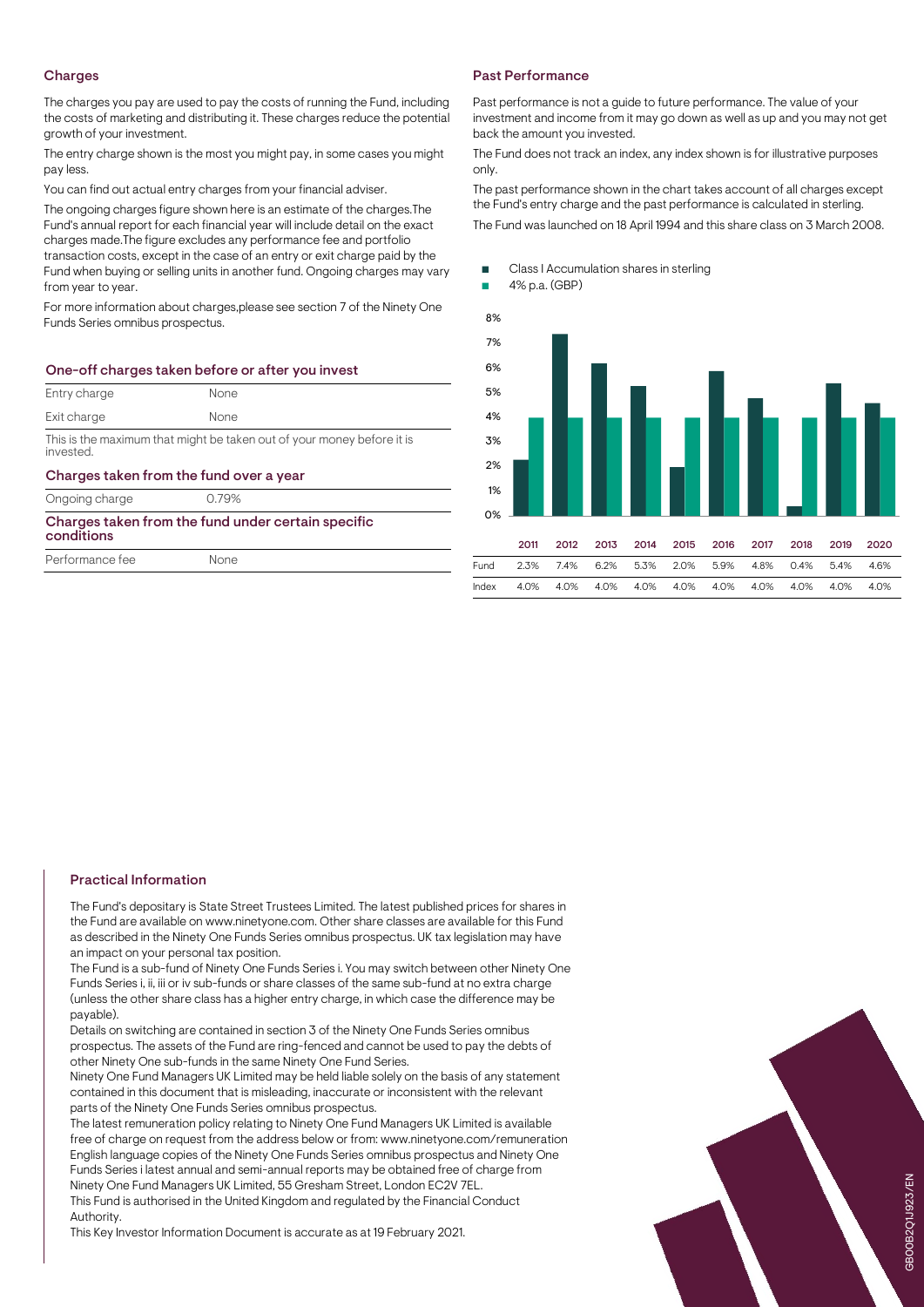## Charges

The charges you pay are used to pay the costs of running the Fund, including the costs of marketing and distributing it. These charges reduce the potential growth of your investment.

The entry charge shown is the most you might pay, in some cases you might pay less.

You can find out actual entry charges from your financial adviser.

The ongoing charges figure shown here is an estimate of the charges.The Fund's annual report for each financial year will include detail on the exact charges made.The figure excludes any performance fee and portfolio transaction costs, except in the case of an entry or exit charge paid by the Fund when buying or selling units in another fund. Ongoing charges may vary from year to year.

For more information about charges,please see section 7 of the Ninety One Funds Series omnibus prospectus.

### One-off charges taken before or after you invest

| | |
|---|---|
| Entry charge | None |
| Exit charge | None |

This is the maximum that might be taken out of your money before it is invested.

### Charges taken from the fund over a year

| | |
|---|---|
| Ongoing charge | 0.79% |

### Charges taken from the fund under certain specific conditions

| | |
|---|---|
| Performance fee | None |

## Past Performance

Past performance is not a guide to future performance. The value of your investment and income from it may go down as well as up and you may not get back the amount you invested.

The Fund does not track an index, any index shown is for illustrative purposes only.

The past performance shown in the chart takes account of all charges except the Fund's entry charge and the past performance is calculated in sterling.

The Fund was launched on 18 April 1994 and this share class on 3 March 2008.

Class I Accumulation shares in sterling
4% p.a. (GBP)

8%
7%
6%
5%
4%
3%
2%
1%
0%

2011 2012 2013 2014 2015 2016 2017 2018 2019 2020
Fund 2.3% 7.4% 6.2% 5.3% 2.0% 5.9% 4.8% 0.4% 5.4% 4.6%
Index 4.0% 4.0% 4.0% 4.0% 4.0% 4.0% 4.0% 4.0% 4.0% 4.0%

## Practical Information

The Fund's depositary is State Street Trustees Limited. The latest published prices for shares in the Fund are available on www.ninetyone.com. Other share classes are available for this Fund as described in the Ninety One Funds Series omnibus prospectus. UK tax legislation may have an impact on your personal tax position.

The Fund is a sub-fund of Ninety One Funds Series i. You may switch between other Ninety One Funds Series i, ii, iii or iv sub-funds or share classes of the same sub-fund at no extra charge (unless the other share class has a higher entry charge, in which case the difference may be payable).

Details on switching are contained in section 3 of the Ninety One Funds Series omnibus prospectus. The assets of the Fund are ring-fenced and cannot be used to pay the debts of other Ninety One sub-funds in the same Ninety One Fund Series.

Ninety One Fund Managers UK Limited may be held liable solely on the basis of any statement contained in this document that is misleading, inaccurate or inconsistent with the relevant parts of the Ninety One Funds Series omnibus prospectus.

The latest remuneration policy relating to Ninety One Fund Managers UK Limited is available free of charge on request from the address below or from: www.ninetyone.com/remuneration English language copies of the Ninety One Funds Series omnibus prospectus and Ninety One Funds Series i latest annual and semi-annual reports may be obtained free of charge from Ninety One Fund Managers UK Limited, 55 Gresham Street, London EC2V 7EL.

This Fund is authorised in the United Kingdom and regulated by the Financial Conduct Authority.

This Key Investor Information Document is accurate as at 19 February 2021.

GB00B2QJJ923/EN